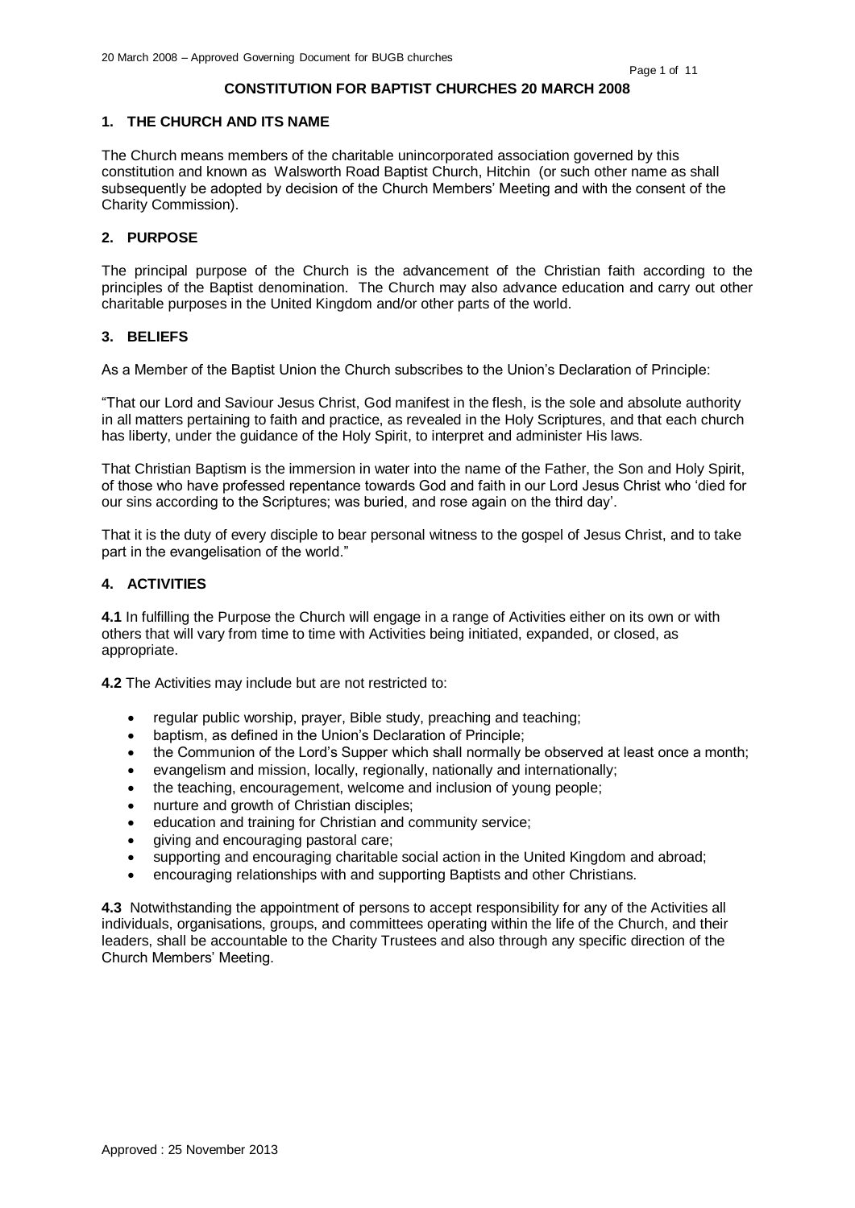# CONSTITUTION FOR BAPTIST CHURCHES 20 MARCH 2008

## 1. THE CHURCH AND ITS NAME

The Church means members of the charitable unincorporated association governed by this constitution and known as Walsworth Road Baptist Church, Hitchin (or such other name as shall subsequently be adopted by decision of the Church Members' Meeting and with the consent of the Charity Commission).

## 2. PURPOSE

The principal purpose of the Church is the advancement of the Christian faith according to the principles of the Baptist denomination. The Church may also advance education and carry out other charitable purposes in the United Kingdom and/or other parts of the world.

## 3. BELIEFS

As a Member of the Baptist Union the Church subscribes to the Union's Declaration of Principle:

"That our Lord and Saviour Jesus Christ, God manifest in the flesh, is the sole and absolute authority in all matters pertaining to faith and practice, as revealed in the Holy Scriptures, and that each church has liberty, under the guidance of the Holy Spirit, to interpret and administer His laws.

That Christian Baptism is the immersion in water into the name of the Father, the Son and Holy Spirit, of those who have professed repentance towards God and faith in our Lord Jesus Christ who 'died for our sins according to the Scriptures; was buried, and rose again on the third day'.

That it is the duty of every disciple to bear personal witness to the gospel of Jesus Christ, and to take part in the evangelisation of the world."

## 4. ACTIVITIES

**4.1** In fulfilling the Purpose the Church will engage in a range of Activities either on its own or with others that will vary from time to time with Activities being initiated, expanded, or closed, as appropriate.

**4.2** The Activities may include but are not restricted to:

- regular public worship, prayer, Bible study, preaching and teaching;
- baptism, as defined in the Union's Declaration of Principle;
- the Communion of the Lord's Supper which shall normally be observed at least once a month;
- evangelism and mission, locally, regionally, nationally and internationally;
- the teaching, encouragement, welcome and inclusion of young people;
- nurture and growth of Christian disciples;
- education and training for Christian and community service;
- giving and encouraging pastoral care;
- supporting and encouraging charitable social action in the United Kingdom and abroad;
- encouraging relationships with and supporting Baptists and other Christians.

**4.3** Notwithstanding the appointment of persons to accept responsibility for any of the Activities all individuals, organisations, groups, and committees operating within the life of the Church, and their leaders, shall be accountable to the Charity Trustees and also through any specific direction of the Church Members' Meeting.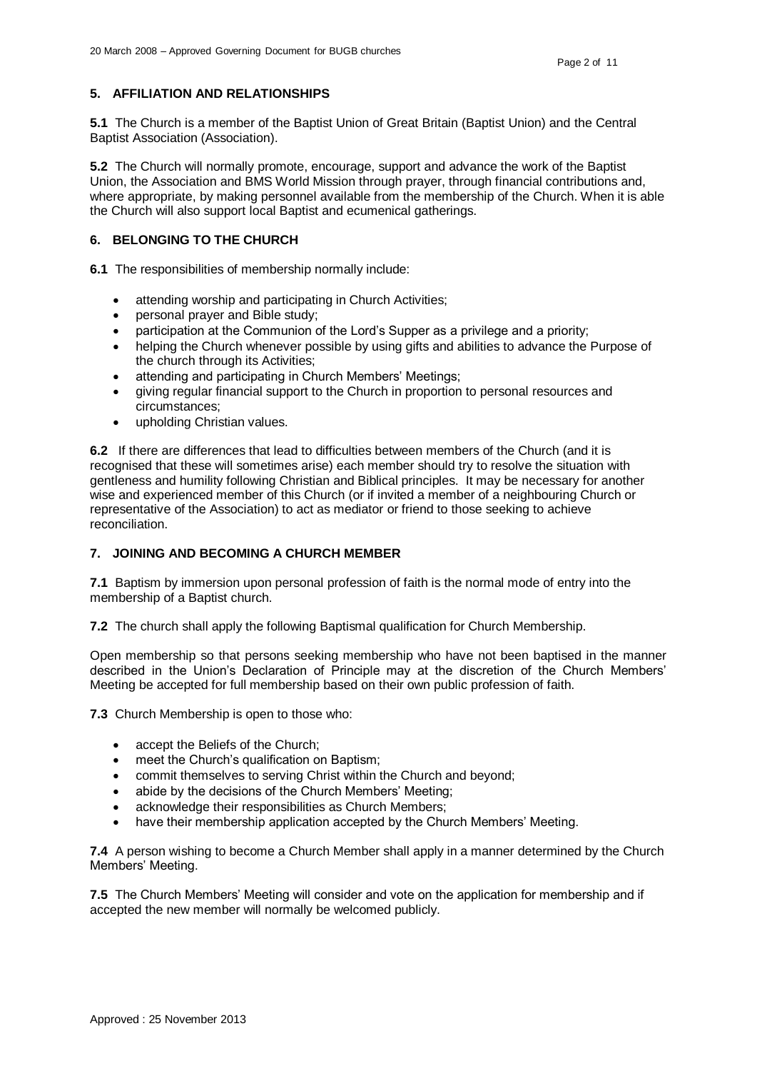## 5. AFFILIATION AND RELATIONSHIPS

**5.1** The Church is a member of the Baptist Union of Great Britain (Baptist Union) and the Central Baptist Association (Association).

**5.2** The Church will normally promote, encourage, support and advance the work of the Baptist Union, the Association and BMS World Mission through prayer, through financial contributions and, where appropriate, by making personnel available from the membership of the Church. When it is able the Church will also support local Baptist and ecumenical gatherings.

## 6. BELONGING TO THE CHURCH

**6.1** The responsibilities of membership normally include:

- attending worship and participating in Church Activities;
- personal prayer and Bible study;
- participation at the Communion of the Lord's Supper as a privilege and a priority;
- helping the Church whenever possible by using gifts and abilities to advance the Purpose of the church through its Activities;
- attending and participating in Church Members' Meetings;
- giving regular financial support to the Church in proportion to personal resources and circumstances;
- upholding Christian values.

**6.2** If there are differences that lead to difficulties between members of the Church (and it is recognised that these will sometimes arise) each member should try to resolve the situation with gentleness and humility following Christian and Biblical principles. It may be necessary for another wise and experienced member of this Church (or if invited a member of a neighbouring Church or representative of the Association) to act as mediator or friend to those seeking to achieve reconciliation.

## 7. JOINING AND BECOMING A CHURCH MEMBER

**7.1** Baptism by immersion upon personal profession of faith is the normal mode of entry into the membership of a Baptist church.

**7.2** The church shall apply the following Baptismal qualification for Church Membership.

Open membership so that persons seeking membership who have not been baptised in the manner described in the Union's Declaration of Principle may at the discretion of the Church Members' Meeting be accepted for full membership based on their own public profession of faith.

**7.3** Church Membership is open to those who:

- accept the Beliefs of the Church;
- meet the Church's qualification on Baptism;
- commit themselves to serving Christ within the Church and beyond;
- abide by the decisions of the Church Members' Meeting;
- acknowledge their responsibilities as Church Members;
- have their membership application accepted by the Church Members' Meeting.

**7.4** A person wishing to become a Church Member shall apply in a manner determined by the Church Members' Meeting.

**7.5** The Church Members' Meeting will consider and vote on the application for membership and if accepted the new member will normally be welcomed publicly.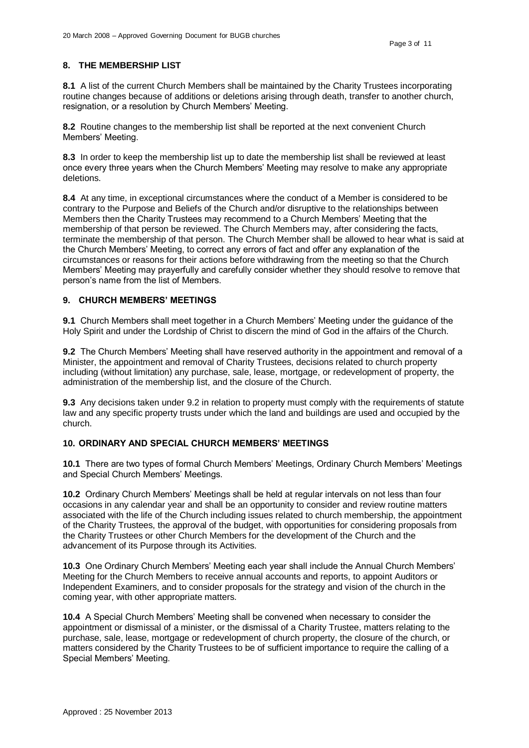## 8. THE MEMBERSHIP LIST

**8.1** A list of the current Church Members shall be maintained by the Charity Trustees incorporating routine changes because of additions or deletions arising through death, transfer to another church, resignation, or a resolution by Church Members' Meeting.

**8.2** Routine changes to the membership list shall be reported at the next convenient Church Members' Meeting.

**8.3** In order to keep the membership list up to date the membership list shall be reviewed at least once every three years when the Church Members' Meeting may resolve to make any appropriate deletions.

**8.4** At any time, in exceptional circumstances where the conduct of a Member is considered to be contrary to the Purpose and Beliefs of the Church and/or disruptive to the relationships between Members then the Charity Trustees may recommend to a Church Members' Meeting that the membership of that person be reviewed. The Church Members may, after considering the facts, terminate the membership of that person. The Church Member shall be allowed to hear what is said at the Church Members' Meeting, to correct any errors of fact and offer any explanation of the circumstances or reasons for their actions before withdrawing from the meeting so that the Church Members' Meeting may prayerfully and carefully consider whether they should resolve to remove that person's name from the list of Members.

## 9. CHURCH MEMBERS' MEETINGS

**9.1** Church Members shall meet together in a Church Members' Meeting under the guidance of the Holy Spirit and under the Lordship of Christ to discern the mind of God in the affairs of the Church.

**9.2** The Church Members' Meeting shall have reserved authority in the appointment and removal of a Minister, the appointment and removal of Charity Trustees, decisions related to church property including (without limitation) any purchase, sale, lease, mortgage, or redevelopment of property, the administration of the membership list, and the closure of the Church.

**9.3** Any decisions taken under 9.2 in relation to property must comply with the requirements of statute law and any specific property trusts under which the land and buildings are used and occupied by the church.

## 10. ORDINARY AND SPECIAL CHURCH MEMBERS' MEETINGS

**10.1** There are two types of formal Church Members' Meetings, Ordinary Church Members' Meetings and Special Church Members' Meetings.

**10.2** Ordinary Church Members' Meetings shall be held at regular intervals on not less than four occasions in any calendar year and shall be an opportunity to consider and review routine matters associated with the life of the Church including issues related to church membership, the appointment of the Charity Trustees, the approval of the budget, with opportunities for considering proposals from the Charity Trustees or other Church Members for the development of the Church and the advancement of its Purpose through its Activities.

**10.3** One Ordinary Church Members' Meeting each year shall include the Annual Church Members' Meeting for the Church Members to receive annual accounts and reports, to appoint Auditors or Independent Examiners, and to consider proposals for the strategy and vision of the church in the coming year, with other appropriate matters.

**10.4** A Special Church Members' Meeting shall be convened when necessary to consider the appointment or dismissal of a minister, or the dismissal of a Charity Trustee, matters relating to the purchase, sale, lease, mortgage or redevelopment of church property, the closure of the church, or matters considered by the Charity Trustees to be of sufficient importance to require the calling of a Special Members' Meeting.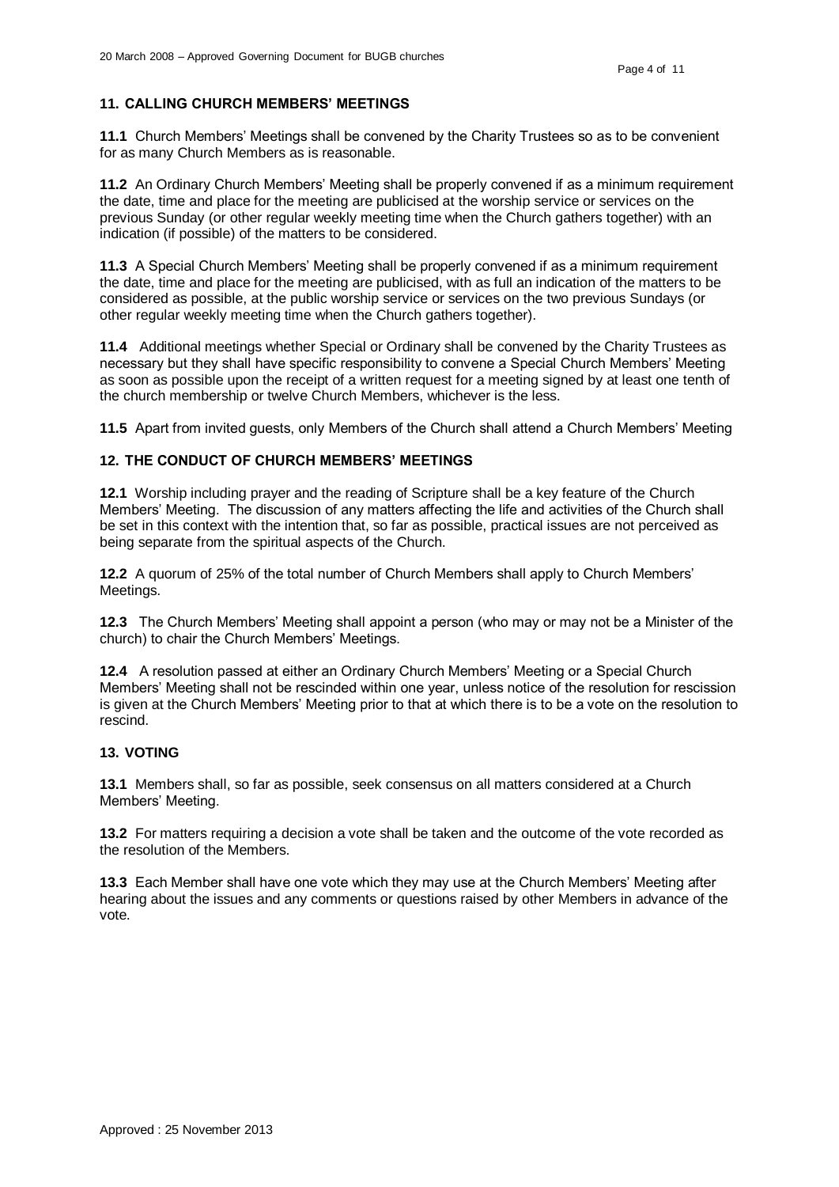## 11. CALLING CHURCH MEMBERS' MEETINGS

**11.1** Church Members' Meetings shall be convened by the Charity Trustees so as to be convenient for as many Church Members as is reasonable.

**11.2** An Ordinary Church Members' Meeting shall be properly convened if as a minimum requirement the date, time and place for the meeting are publicised at the worship service or services on the previous Sunday (or other regular weekly meeting time when the Church gathers together) with an indication (if possible) of the matters to be considered.

**11.3** A Special Church Members' Meeting shall be properly convened if as a minimum requirement the date, time and place for the meeting are publicised, with as full an indication of the matters to be considered as possible, at the public worship service or services on the two previous Sundays (or other regular weekly meeting time when the Church gathers together).

**11.4** Additional meetings whether Special or Ordinary shall be convened by the Charity Trustees as necessary but they shall have specific responsibility to convene a Special Church Members' Meeting as soon as possible upon the receipt of a written request for a meeting signed by at least one tenth of the church membership or twelve Church Members, whichever is the less.

**11.5** Apart from invited guests, only Members of the Church shall attend a Church Members' Meeting

## 12. THE CONDUCT OF CHURCH MEMBERS' MEETINGS

**12.1** Worship including prayer and the reading of Scripture shall be a key feature of the Church Members' Meeting. The discussion of any matters affecting the life and activities of the Church shall be set in this context with the intention that, so far as possible, practical issues are not perceived as being separate from the spiritual aspects of the Church.

**12.2** A quorum of 25% of the total number of Church Members shall apply to Church Members' Meetings.

**12.3** The Church Members' Meeting shall appoint a person (who may or may not be a Minister of the church) to chair the Church Members' Meetings.

**12.4** A resolution passed at either an Ordinary Church Members' Meeting or a Special Church Members' Meeting shall not be rescinded within one year, unless notice of the resolution for rescission is given at the Church Members' Meeting prior to that at which there is to be a vote on the resolution to rescind.

## 13. VOTING

**13.1** Members shall, so far as possible, seek consensus on all matters considered at a Church Members' Meeting.

**13.2** For matters requiring a decision a vote shall be taken and the outcome of the vote recorded as the resolution of the Members.

**13.3** Each Member shall have one vote which they may use at the Church Members' Meeting after hearing about the issues and any comments or questions raised by other Members in advance of the vote.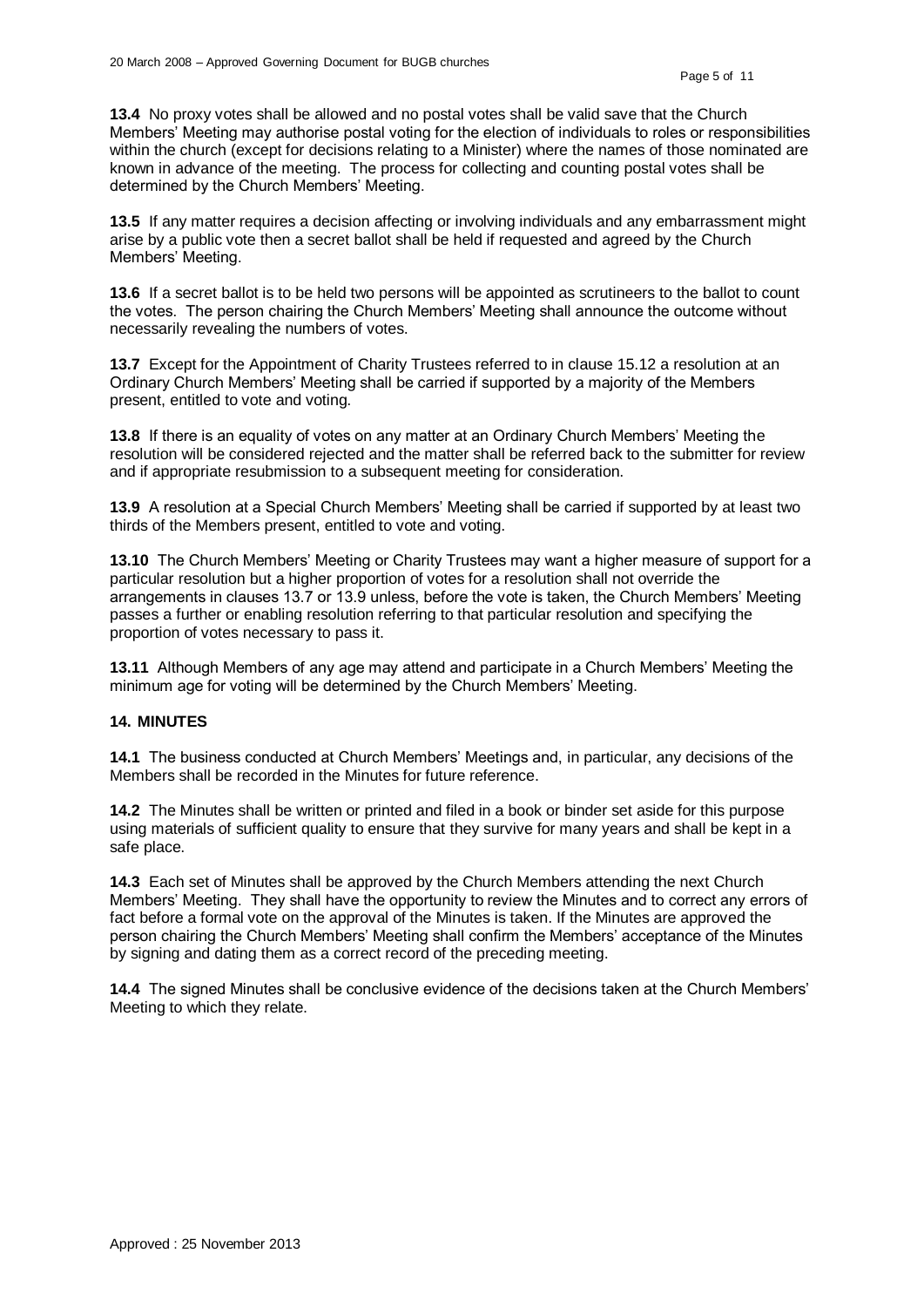**13.4** No proxy votes shall be allowed and no postal votes shall be valid save that the Church Members' Meeting may authorise postal voting for the election of individuals to roles or responsibilities within the church (except for decisions relating to a Minister) where the names of those nominated are known in advance of the meeting. The process for collecting and counting postal votes shall be determined by the Church Members' Meeting.

**13.5** If any matter requires a decision affecting or involving individuals and any embarrassment might arise by a public vote then a secret ballot shall be held if requested and agreed by the Church Members' Meeting.

**13.6** If a secret ballot is to be held two persons will be appointed as scrutineers to the ballot to count the votes. The person chairing the Church Members' Meeting shall announce the outcome without necessarily revealing the numbers of votes.

**13.7** Except for the Appointment of Charity Trustees referred to in clause 15.12 a resolution at an Ordinary Church Members' Meeting shall be carried if supported by a majority of the Members present, entitled to vote and voting.

**13.8** If there is an equality of votes on any matter at an Ordinary Church Members' Meeting the resolution will be considered rejected and the matter shall be referred back to the submitter for review and if appropriate resubmission to a subsequent meeting for consideration.

**13.9** A resolution at a Special Church Members' Meeting shall be carried if supported by at least two thirds of the Members present, entitled to vote and voting.

**13.10** The Church Members' Meeting or Charity Trustees may want a higher measure of support for a particular resolution but a higher proportion of votes for a resolution shall not override the arrangements in clauses 13.7 or 13.9 unless, before the vote is taken, the Church Members' Meeting passes a further or enabling resolution referring to that particular resolution and specifying the proportion of votes necessary to pass it.

**13.11** Although Members of any age may attend and participate in a Church Members' Meeting the minimum age for voting will be determined by the Church Members' Meeting.

### 14. MINUTES

**14.1** The business conducted at Church Members' Meetings and, in particular, any decisions of the Members shall be recorded in the Minutes for future reference.

**14.2** The Minutes shall be written or printed and filed in a book or binder set aside for this purpose using materials of sufficient quality to ensure that they survive for many years and shall be kept in a safe place.

**14.3** Each set of Minutes shall be approved by the Church Members attending the next Church Members' Meeting. They shall have the opportunity to review the Minutes and to correct any errors of fact before a formal vote on the approval of the Minutes is taken. If the Minutes are approved the person chairing the Church Members' Meeting shall confirm the Members' acceptance of the Minutes by signing and dating them as a correct record of the preceding meeting.

**14.4** The signed Minutes shall be conclusive evidence of the decisions taken at the Church Members' Meeting to which they relate.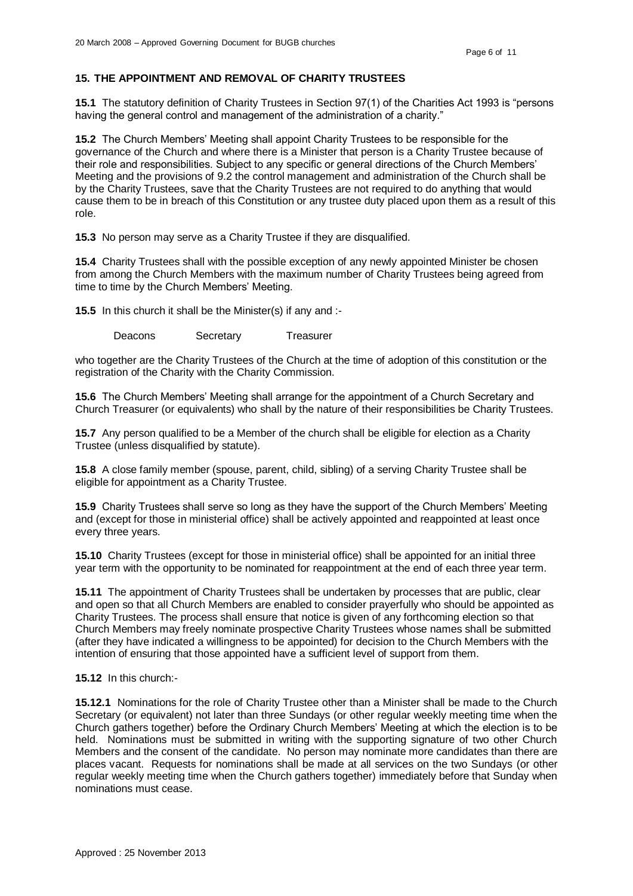## 15. THE APPOINTMENT AND REMOVAL OF CHARITY TRUSTEES

**15.1** The statutory definition of Charity Trustees in Section 97(1) of the Charities Act 1993 is "persons having the general control and management of the administration of a charity."

**15.2** The Church Members' Meeting shall appoint Charity Trustees to be responsible for the governance of the Church and where there is a Minister that person is a Charity Trustee because of their role and responsibilities. Subject to any specific or general directions of the Church Members' Meeting and the provisions of 9.2 the control management and administration of the Church shall be by the Charity Trustees, save that the Charity Trustees are not required to do anything that would cause them to be in breach of this Constitution or any trustee duty placed upon them as a result of this role.

**15.3** No person may serve as a Charity Trustee if they are disqualified.

**15.4** Charity Trustees shall with the possible exception of any newly appointed Minister be chosen from among the Church Members with the maximum number of Charity Trustees being agreed from time to time by the Church Members' Meeting.

**15.5** In this church it shall be the Minister(s) if any and :-

Deacons    Secretary    Treasurer

who together are the Charity Trustees of the Church at the time of adoption of this constitution or the registration of the Charity with the Charity Commission.

**15.6** The Church Members' Meeting shall arrange for the appointment of a Church Secretary and Church Treasurer (or equivalents) who shall by the nature of their responsibilities be Charity Trustees.

**15.7** Any person qualified to be a Member of the church shall be eligible for election as a Charity Trustee (unless disqualified by statute).

**15.8** A close family member (spouse, parent, child, sibling) of a serving Charity Trustee shall be eligible for appointment as a Charity Trustee.

**15.9** Charity Trustees shall serve so long as they have the support of the Church Members' Meeting and (except for those in ministerial office) shall be actively appointed and reappointed at least once every three years.

**15.10** Charity Trustees (except for those in ministerial office) shall be appointed for an initial three year term with the opportunity to be nominated for reappointment at the end of each three year term.

**15.11** The appointment of Charity Trustees shall be undertaken by processes that are public, clear and open so that all Church Members are enabled to consider prayerfully who should be appointed as Charity Trustees. The process shall ensure that notice is given of any forthcoming election so that Church Members may freely nominate prospective Charity Trustees whose names shall be submitted (after they have indicated a willingness to be appointed) for decision to the Church Members with the intention of ensuring that those appointed have a sufficient level of support from them.

**15.12** In this church:-

**15.12.1** Nominations for the role of Charity Trustee other than a Minister shall be made to the Church Secretary (or equivalent) not later than three Sundays (or other regular weekly meeting time when the Church gathers together) before the Ordinary Church Members' Meeting at which the election is to be held. Nominations must be submitted in writing with the supporting signature of two other Church Members and the consent of the candidate. No person may nominate more candidates than there are places vacant. Requests for nominations shall be made at all services on the two Sundays (or other regular weekly meeting time when the Church gathers together) immediately before that Sunday when nominations must cease.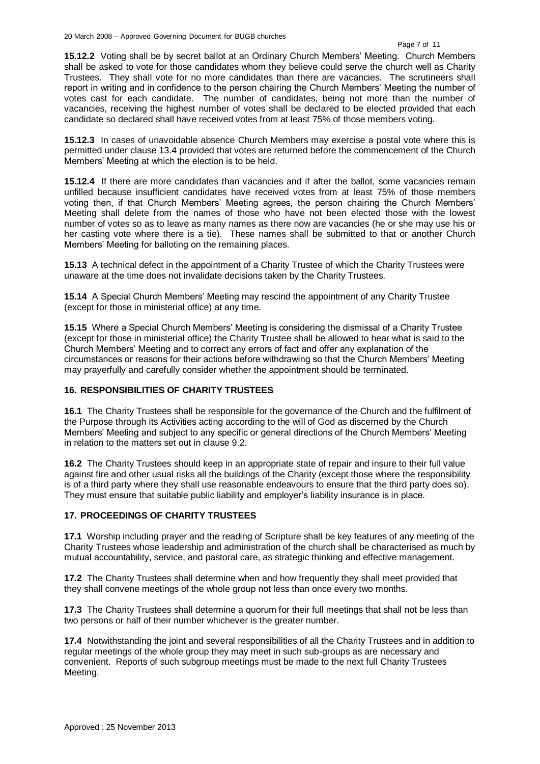**15.12.2** Voting shall be by secret ballot at an Ordinary Church Members' Meeting. Church Members shall be asked to vote for those candidates whom they believe could serve the church well as Charity Trustees. They shall vote for no more candidates than there are vacancies. The scrutineers shall report in writing and in confidence to the person chairing the Church Members' Meeting the number of votes cast for each candidate. The number of candidates, being not more than the number of vacancies, receiving the highest number of votes shall be declared to be elected provided that each candidate so declared shall have received votes from at least 75% of those members voting.

**15.12.3** In cases of unavoidable absence Church Members may exercise a postal vote where this is permitted under clause 13.4 provided that votes are returned before the commencement of the Church Members' Meeting at which the election is to be held.

**15.12.4** If there are more candidates than vacancies and if after the ballot, some vacancies remain unfilled because insufficient candidates have received votes from at least 75% of those members voting then, if that Church Members' Meeting agrees, the person chairing the Church Members' Meeting shall delete from the names of those who have not been elected those with the lowest number of votes so as to leave as many names as there now are vacancies (he or she may use his or her casting vote where there is a tie). These names shall be submitted to that or another Church Members' Meeting for balloting on the remaining places.

**15.13** A technical defect in the appointment of a Charity Trustee of which the Charity Trustees were unaware at the time does not invalidate decisions taken by the Charity Trustees.

**15.14** A Special Church Members' Meeting may rescind the appointment of any Charity Trustee (except for those in ministerial office) at any time.

**15.15** Where a Special Church Members' Meeting is considering the dismissal of a Charity Trustee (except for those in ministerial office) the Charity Trustee shall be allowed to hear what is said to the Church Members' Meeting and to correct any errors of fact and offer any explanation of the circumstances or reasons for their actions before withdrawing so that the Church Members' Meeting may prayerfully and carefully consider whether the appointment should be terminated.

## 16. RESPONSIBILITIES OF CHARITY TRUSTEES

**16.1** The Charity Trustees shall be responsible for the governance of the Church and the fulfilment of the Purpose through its Activities acting according to the will of God as discerned by the Church Members' Meeting and subject to any specific or general directions of the Church Members' Meeting in relation to the matters set out in clause 9.2.

**16.2** The Charity Trustees should keep in an appropriate state of repair and insure to their full value against fire and other usual risks all the buildings of the Charity (except those where the responsibility is of a third party where they shall use reasonable endeavours to ensure that the third party does so). They must ensure that suitable public liability and employer's liability insurance is in place.

## 17. PROCEEDINGS OF CHARITY TRUSTEES

**17.1** Worship including prayer and the reading of Scripture shall be key features of any meeting of the Charity Trustees whose leadership and administration of the church shall be characterised as much by mutual accountability, service, and pastoral care, as strategic thinking and effective management.

**17.2** The Charity Trustees shall determine when and how frequently they shall meet provided that they shall convene meetings of the whole group not less than once every two months.

**17.3** The Charity Trustees shall determine a quorum for their full meetings that shall not be less than two persons or half of their number whichever is the greater number.

**17.4** Notwithstanding the joint and several responsibilities of all the Charity Trustees and in addition to regular meetings of the whole group they may meet in such sub-groups as are necessary and convenient. Reports of such subgroup meetings must be made to the next full Charity Trustees Meeting.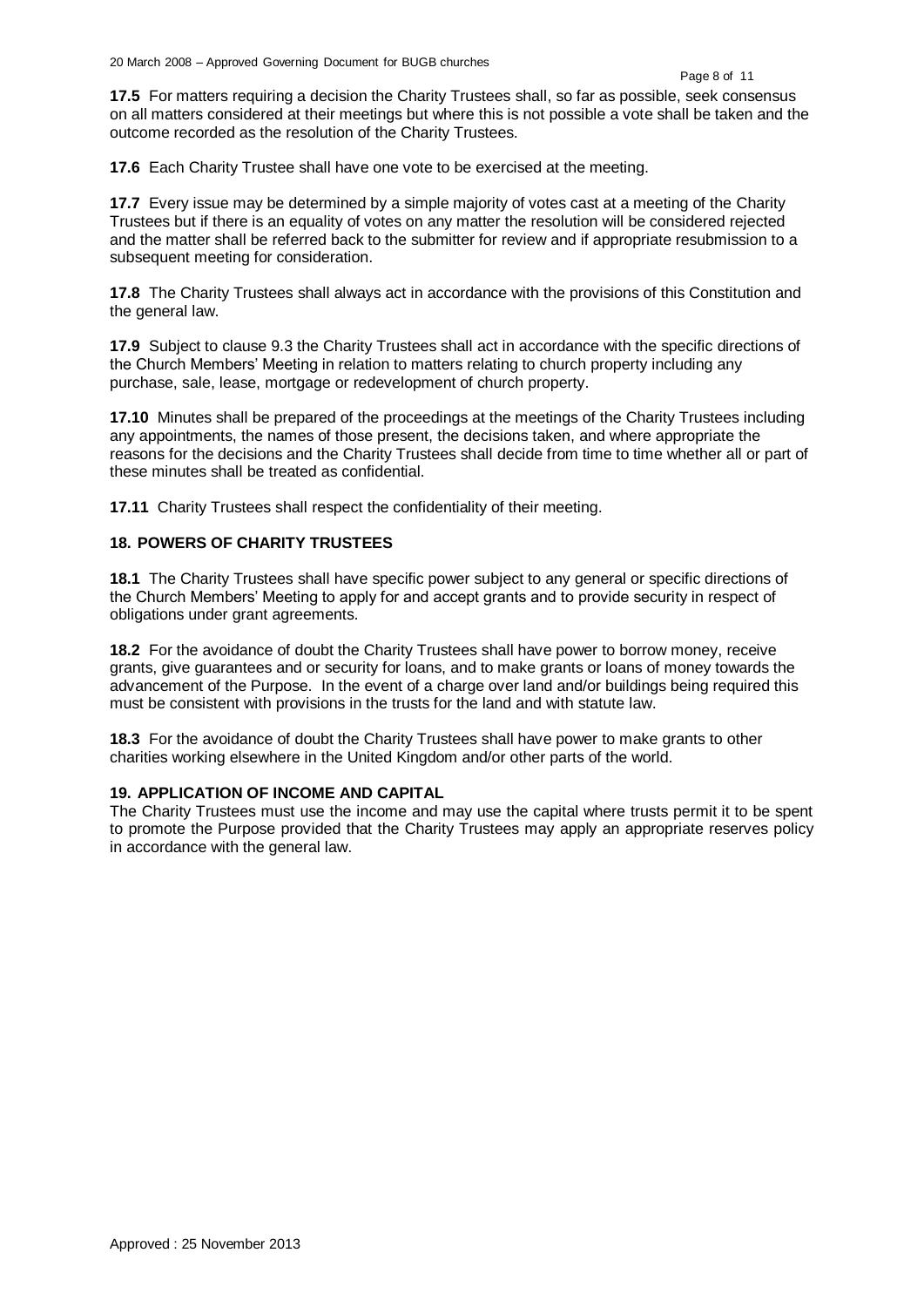**17.5** For matters requiring a decision the Charity Trustees shall, so far as possible, seek consensus on all matters considered at their meetings but where this is not possible a vote shall be taken and the outcome recorded as the resolution of the Charity Trustees.

**17.6** Each Charity Trustee shall have one vote to be exercised at the meeting.

**17.7** Every issue may be determined by a simple majority of votes cast at a meeting of the Charity Trustees but if there is an equality of votes on any matter the resolution will be considered rejected and the matter shall be referred back to the submitter for review and if appropriate resubmission to a subsequent meeting for consideration.

**17.8** The Charity Trustees shall always act in accordance with the provisions of this Constitution and the general law.

**17.9** Subject to clause 9.3 the Charity Trustees shall act in accordance with the specific directions of the Church Members' Meeting in relation to matters relating to church property including any purchase, sale, lease, mortgage or redevelopment of church property.

**17.10** Minutes shall be prepared of the proceedings at the meetings of the Charity Trustees including any appointments, the names of those present, the decisions taken, and where appropriate the reasons for the decisions and the Charity Trustees shall decide from time to time whether all or part of these minutes shall be treated as confidential.

**17.11** Charity Trustees shall respect the confidentiality of their meeting.

## 18. POWERS OF CHARITY TRUSTEES

**18.1** The Charity Trustees shall have specific power subject to any general or specific directions of the Church Members' Meeting to apply for and accept grants and to provide security in respect of obligations under grant agreements.

**18.2** For the avoidance of doubt the Charity Trustees shall have power to borrow money, receive grants, give guarantees and or security for loans, and to make grants or loans of money towards the advancement of the Purpose. In the event of a charge over land and/or buildings being required this must be consistent with provisions in the trusts for the land and with statute law.

**18.3** For the avoidance of doubt the Charity Trustees shall have power to make grants to other charities working elsewhere in the United Kingdom and/or other parts of the world.

## 19. APPLICATION OF INCOME AND CAPITAL

The Charity Trustees must use the income and may use the capital where trusts permit it to be spent to promote the Purpose provided that the Charity Trustees may apply an appropriate reserves policy in accordance with the general law.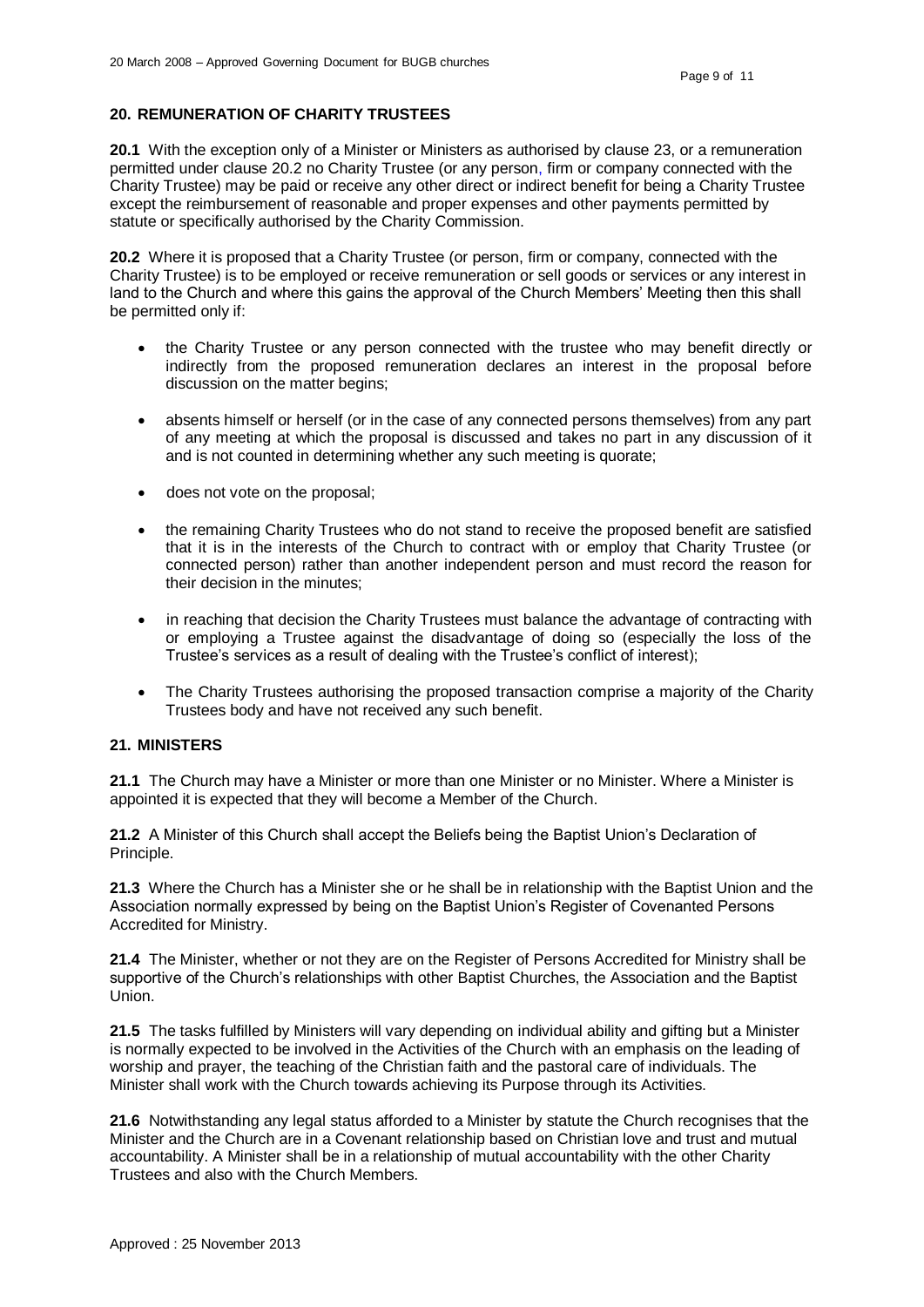## 20. REMUNERATION OF CHARITY TRUSTEES

**20.1** With the exception only of a Minister or Ministers as authorised by clause 23, or a remuneration permitted under clause 20.2 no Charity Trustee (or any person, firm or company connected with the Charity Trustee) may be paid or receive any other direct or indirect benefit for being a Charity Trustee except the reimbursement of reasonable and proper expenses and other payments permitted by statute or specifically authorised by the Charity Commission.

**20.2** Where it is proposed that a Charity Trustee (or person, firm or company, connected with the Charity Trustee) is to be employed or receive remuneration or sell goods or services or any interest in land to the Church and where this gains the approval of the Church Members' Meeting then this shall be permitted only if:

- the Charity Trustee or any person connected with the trustee who may benefit directly or indirectly from the proposed remuneration declares an interest in the proposal before discussion on the matter begins;
- absents himself or herself (or in the case of any connected persons themselves) from any part of any meeting at which the proposal is discussed and takes no part in any discussion of it and is not counted in determining whether any such meeting is quorate;
- does not vote on the proposal;
- the remaining Charity Trustees who do not stand to receive the proposed benefit are satisfied that it is in the interests of the Church to contract with or employ that Charity Trustee (or connected person) rather than another independent person and must record the reason for their decision in the minutes;
- in reaching that decision the Charity Trustees must balance the advantage of contracting with or employing a Trustee against the disadvantage of doing so (especially the loss of the Trustee's services as a result of dealing with the Trustee's conflict of interest);
- The Charity Trustees authorising the proposed transaction comprise a majority of the Charity Trustees body and have not received any such benefit.

## 21. MINISTERS

**21.1** The Church may have a Minister or more than one Minister or no Minister. Where a Minister is appointed it is expected that they will become a Member of the Church.

**21.2** A Minister of this Church shall accept the Beliefs being the Baptist Union's Declaration of Principle.

**21.3** Where the Church has a Minister she or he shall be in relationship with the Baptist Union and the Association normally expressed by being on the Baptist Union's Register of Covenanted Persons Accredited for Ministry.

**21.4** The Minister, whether or not they are on the Register of Persons Accredited for Ministry shall be supportive of the Church's relationships with other Baptist Churches, the Association and the Baptist Union.

**21.5** The tasks fulfilled by Ministers will vary depending on individual ability and gifting but a Minister is normally expected to be involved in the Activities of the Church with an emphasis on the leading of worship and prayer, the teaching of the Christian faith and the pastoral care of individuals. The Minister shall work with the Church towards achieving its Purpose through its Activities.

**21.6** Notwithstanding any legal status afforded to a Minister by statute the Church recognises that the Minister and the Church are in a Covenant relationship based on Christian love and trust and mutual accountability. A Minister shall be in a relationship of mutual accountability with the other Charity Trustees and also with the Church Members.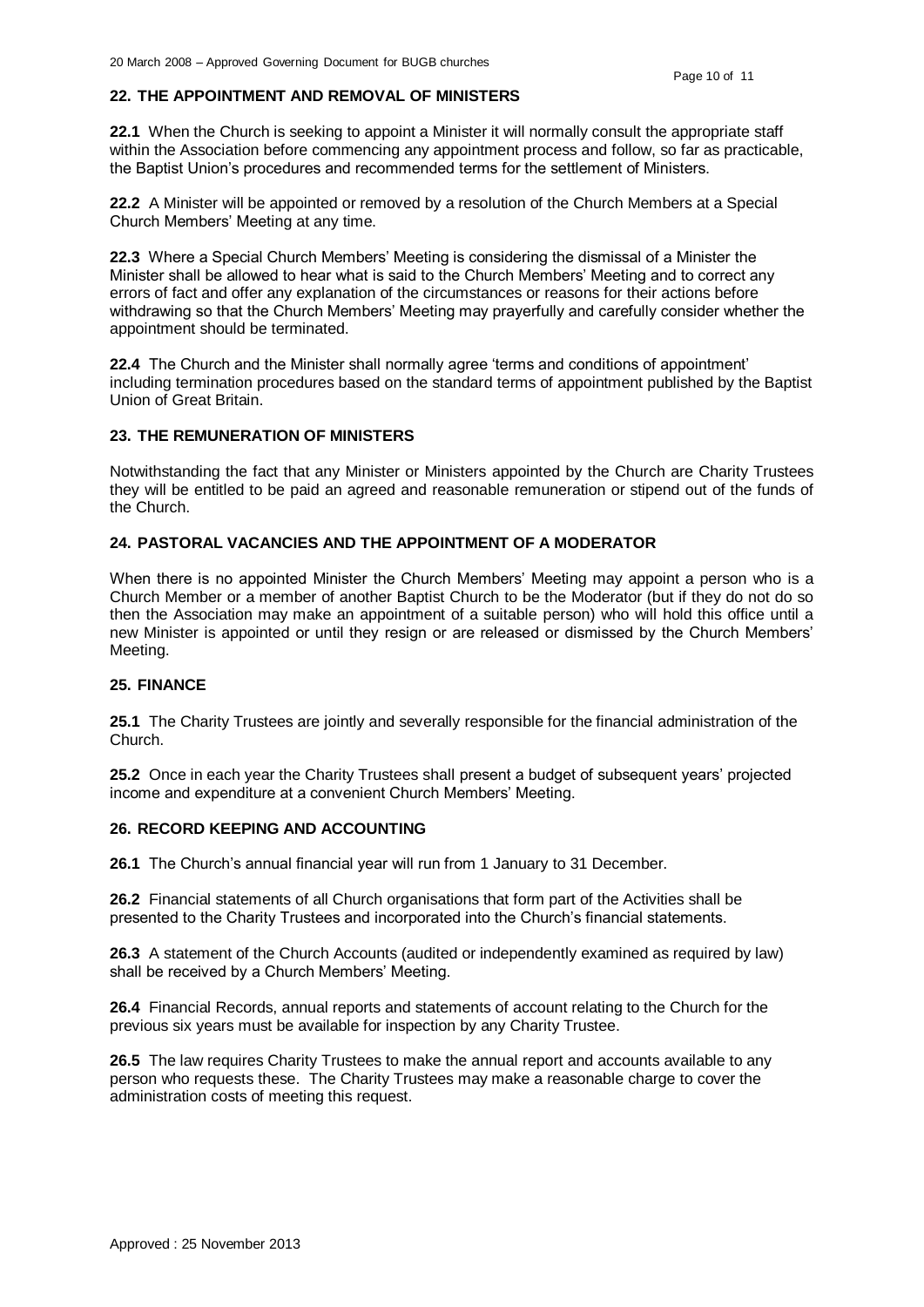## 22. THE APPOINTMENT AND REMOVAL OF MINISTERS

**22.1** When the Church is seeking to appoint a Minister it will normally consult the appropriate staff within the Association before commencing any appointment process and follow, so far as practicable, the Baptist Union's procedures and recommended terms for the settlement of Ministers.

**22.2** A Minister will be appointed or removed by a resolution of the Church Members at a Special Church Members' Meeting at any time.

**22.3** Where a Special Church Members' Meeting is considering the dismissal of a Minister the Minister shall be allowed to hear what is said to the Church Members' Meeting and to correct any errors of fact and offer any explanation of the circumstances or reasons for their actions before withdrawing so that the Church Members' Meeting may prayerfully and carefully consider whether the appointment should be terminated.

**22.4** The Church and the Minister shall normally agree 'terms and conditions of appointment' including termination procedures based on the standard terms of appointment published by the Baptist Union of Great Britain.

## 23. THE REMUNERATION OF MINISTERS

Notwithstanding the fact that any Minister or Ministers appointed by the Church are Charity Trustees they will be entitled to be paid an agreed and reasonable remuneration or stipend out of the funds of the Church.

## 24. PASTORAL VACANCIES AND THE APPOINTMENT OF A MODERATOR

When there is no appointed Minister the Church Members' Meeting may appoint a person who is a Church Member or a member of another Baptist Church to be the Moderator (but if they do not do so then the Association may make an appointment of a suitable person) who will hold this office until a new Minister is appointed or until they resign or are released or dismissed by the Church Members' Meeting.

## 25. FINANCE

**25.1** The Charity Trustees are jointly and severally responsible for the financial administration of the Church.

**25.2** Once in each year the Charity Trustees shall present a budget of subsequent years' projected income and expenditure at a convenient Church Members' Meeting.

## 26. RECORD KEEPING AND ACCOUNTING

**26.1** The Church's annual financial year will run from 1 January to 31 December.

**26.2** Financial statements of all Church organisations that form part of the Activities shall be presented to the Charity Trustees and incorporated into the Church's financial statements.

**26.3** A statement of the Church Accounts (audited or independently examined as required by law) shall be received by a Church Members' Meeting.

**26.4** Financial Records, annual reports and statements of account relating to the Church for the previous six years must be available for inspection by any Charity Trustee.

**26.5** The law requires Charity Trustees to make the annual report and accounts available to any person who requests these. The Charity Trustees may make a reasonable charge to cover the administration costs of meeting this request.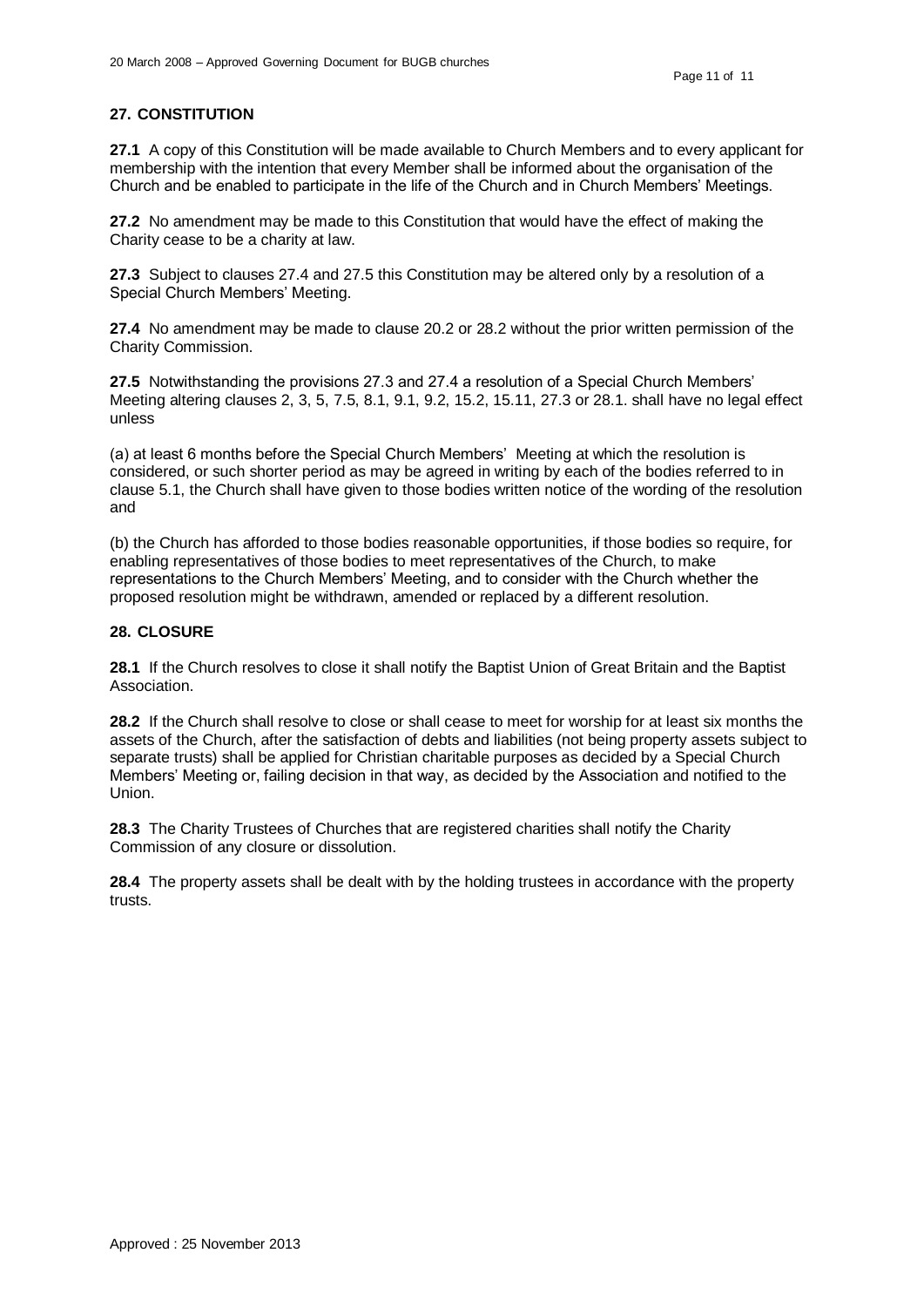## 27. CONSTITUTION

**27.1** A copy of this Constitution will be made available to Church Members and to every applicant for membership with the intention that every Member shall be informed about the organisation of the Church and be enabled to participate in the life of the Church and in Church Members' Meetings.

**27.2** No amendment may be made to this Constitution that would have the effect of making the Charity cease to be a charity at law.

**27.3** Subject to clauses 27.4 and 27.5 this Constitution may be altered only by a resolution of a Special Church Members' Meeting.

**27.4** No amendment may be made to clause 20.2 or 28.2 without the prior written permission of the Charity Commission.

**27.5** Notwithstanding the provisions 27.3 and 27.4 a resolution of a Special Church Members' Meeting altering clauses 2, 3, 5, 7.5, 8.1, 9.1, 9.2, 15.2, 15.11, 27.3 or 28.1. shall have no legal effect unless

(a) at least 6 months before the Special Church Members' Meeting at which the resolution is considered, or such shorter period as may be agreed in writing by each of the bodies referred to in clause 5.1, the Church shall have given to those bodies written notice of the wording of the resolution and

(b) the Church has afforded to those bodies reasonable opportunities, if those bodies so require, for enabling representatives of those bodies to meet representatives of the Church, to make representations to the Church Members' Meeting, and to consider with the Church whether the proposed resolution might be withdrawn, amended or replaced by a different resolution.

## 28. CLOSURE

**28.1** If the Church resolves to close it shall notify the Baptist Union of Great Britain and the Baptist Association.

**28.2** If the Church shall resolve to close or shall cease to meet for worship for at least six months the assets of the Church, after the satisfaction of debts and liabilities (not being property assets subject to separate trusts) shall be applied for Christian charitable purposes as decided by a Special Church Members' Meeting or, failing decision in that way, as decided by the Association and notified to the Union.

**28.3** The Charity Trustees of Churches that are registered charities shall notify the Charity Commission of any closure or dissolution.

**28.4** The property assets shall be dealt with by the holding trustees in accordance with the property trusts.

Approved : 25 November 2013